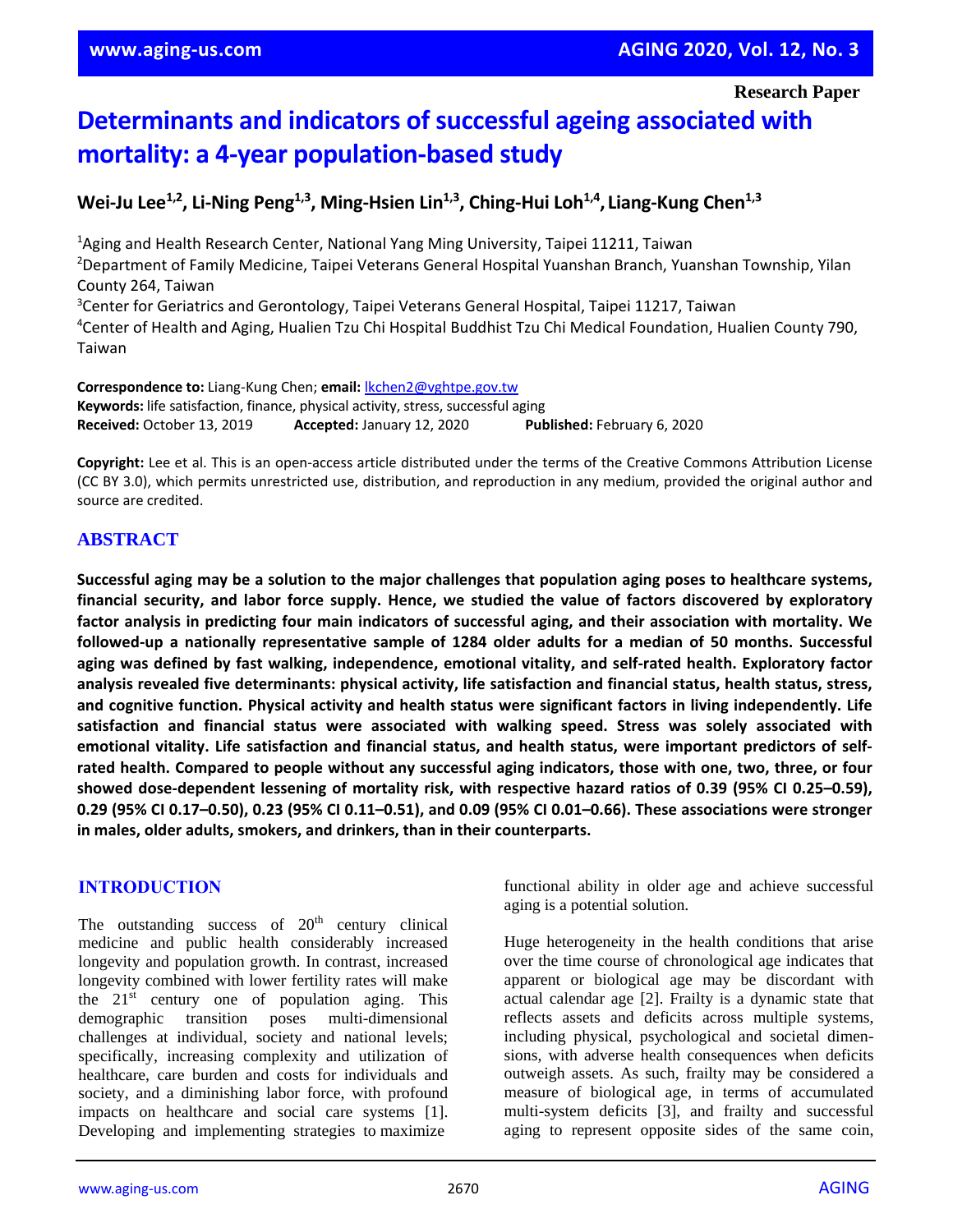Research Paper

# Determinants and indicators of successful ageing associated with mortality: a 4-year population-based study

**Wei-Ju Lee[1,2], Li-Ning Peng[1,3], Ming-Hsien Lin[1,3], Ching-Hui Loh[1,4], Liang-Kung Chen[1,3]**

[1]Aging and Health Research Center, National Yang Ming University, Taipei 11211, Taiwan
[2]Department of Family Medicine, Taipei Veterans General Hospital Yuanshan Branch, Yuanshan Township, Yilan County 264, Taiwan
[3]Center for Geriatrics and Gerontology, Taipei Veterans General Hospital, Taipei 11217, Taiwan
[4]Center of Health and Aging, Hualien Tzu Chi Hospital Buddhist Tzu Chi Medical Foundation, Hualien County 790, Taiwan

**Correspondence to:** Liang-Kung Chen; **email:** lkchen2@vghtpe.gov.tw
**Keywords:** life satisfaction, finance, physical activity, stress, successful aging
**Received:** October 13, 2019 **Accepted:** January 12, 2020 **Published:** February 6, 2020

**Copyright:** Lee et al. This is an open-access article distributed under the terms of the Creative Commons Attribution License (CC BY 3.0), which permits unrestricted use, distribution, and reproduction in any medium, provided the original author and source are credited.

## ABSTRACT

**Successful aging may be a solution to the major challenges that population aging poses to healthcare systems, financial security, and labor force supply. Hence, we studied the value of factors discovered by exploratory factor analysis in predicting four main indicators of successful aging, and their association with mortality. We followed-up a nationally representative sample of 1284 older adults for a median of 50 months. Successful aging was defined by fast walking, independence, emotional vitality, and self-rated health. Exploratory factor analysis revealed five determinants: physical activity, life satisfaction and financial status, health status, stress, and cognitive function. Physical activity and health status were significant factors in living independently. Life satisfaction and financial status were associated with walking speed. Stress was solely associated with emotional vitality. Life satisfaction and financial status, and health status, were important predictors of self-rated health. Compared to people without any successful aging indicators, those with one, two, three, or four showed dose-dependent lessening of mortality risk, with respective hazard ratios of 0.39 (95% CI 0.25–0.59), 0.29 (95% CI 0.17–0.50), 0.23 (95% CI 0.11–0.51), and 0.09 (95% CI 0.01–0.66). These associations were stronger in males, older adults, smokers, and drinkers, than in their counterparts.**

## INTRODUCTION

The outstanding success of 20th century clinical medicine and public health considerably increased longevity and population growth. In contrast, increased longevity combined with lower fertility rates will make the 21st century one of population aging. This demographic transition poses multi-dimensional challenges at individual, society and national levels; specifically, increasing complexity and utilization of healthcare, care burden and costs for individuals and society, and a diminishing labor force, with profound impacts on healthcare and social care systems [1]. Developing and implementing strategies to maximize functional ability in older age and achieve successful aging is a potential solution.

Huge heterogeneity in the health conditions that arise over the time course of chronological age indicates that apparent or biological age may be discordant with actual calendar age [2]. Frailty is a dynamic state that reflects assets and deficits across multiple systems, including physical, psychological and societal dimensions, with adverse health consequences when deficits outweigh assets. As such, frailty may be considered a measure of biological age, in terms of accumulated multi-system deficits [3], and frailty and successful aging to represent opposite sides of the same coin,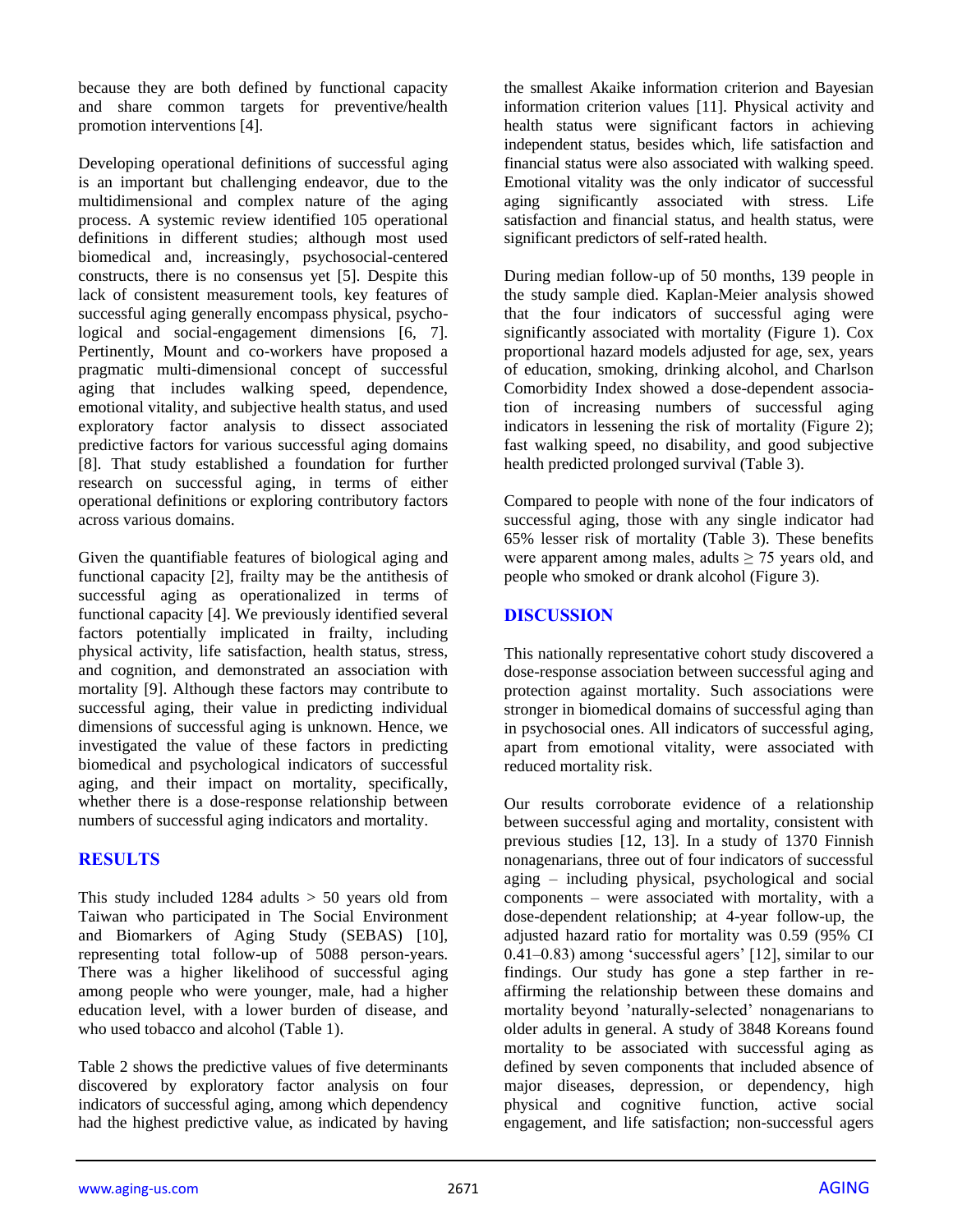because they are both defined by functional capacity and share common targets for preventive/health promotion interventions [4].

Developing operational definitions of successful aging is an important but challenging endeavor, due to the multidimensional and complex nature of the aging process. A systemic review identified 105 operational definitions in different studies; although most used biomedical and, increasingly, psychosocial-centered constructs, there is no consensus yet [5]. Despite this lack of consistent measurement tools, key features of successful aging generally encompass physical, psychological and social-engagement dimensions [6, 7]. Pertinently, Mount and co-workers have proposed a pragmatic multi-dimensional concept of successful aging that includes walking speed, dependence, emotional vitality, and subjective health status, and used exploratory factor analysis to dissect associated predictive factors for various successful aging domains [8]. That study established a foundation for further research on successful aging, in terms of either operational definitions or exploring contributory factors across various domains.

Given the quantifiable features of biological aging and functional capacity [2], frailty may be the antithesis of successful aging as operationalized in terms of functional capacity [4]. We previously identified several factors potentially implicated in frailty, including physical activity, life satisfaction, health status, stress, and cognition, and demonstrated an association with mortality [9]. Although these factors may contribute to successful aging, their value in predicting individual dimensions of successful aging is unknown. Hence, we investigated the value of these factors in predicting biomedical and psychological indicators of successful aging, and their impact on mortality, specifically, whether there is a dose-response relationship between numbers of successful aging indicators and mortality.

## RESULTS

This study included 1284 adults > 50 years old from Taiwan who participated in The Social Environment and Biomarkers of Aging Study (SEBAS) [10], representing total follow-up of 5088 person-years. There was a higher likelihood of successful aging among people who were younger, male, had a higher education level, with a lower burden of disease, and who used tobacco and alcohol (Table 1).

Table 2 shows the predictive values of five determinants discovered by exploratory factor analysis on four indicators of successful aging, among which dependency had the highest predictive value, as indicated by having the smallest Akaike information criterion and Bayesian information criterion values [11]. Physical activity and health status were significant factors in achieving independent status, besides which, life satisfaction and financial status were also associated with walking speed. Emotional vitality was the only indicator of successful aging significantly associated with stress. Life satisfaction and financial status, and health status, were significant predictors of self-rated health.

During median follow-up of 50 months, 139 people in the study sample died. Kaplan-Meier analysis showed that the four indicators of successful aging were significantly associated with mortality (Figure 1). Cox proportional hazard models adjusted for age, sex, years of education, smoking, drinking alcohol, and Charlson Comorbidity Index showed a dose-dependent association of increasing numbers of successful aging indicators in lessening the risk of mortality (Figure 2); fast walking speed, no disability, and good subjective health predicted prolonged survival (Table 3).

Compared to people with none of the four indicators of successful aging, those with any single indicator had 65% lesser risk of mortality (Table 3). These benefits were apparent among males, adults ≥ 75 years old, and people who smoked or drank alcohol (Figure 3).

## DISCUSSION

This nationally representative cohort study discovered a dose-response association between successful aging and protection against mortality. Such associations were stronger in biomedical domains of successful aging than in psychosocial ones. All indicators of successful aging, apart from emotional vitality, were associated with reduced mortality risk.

Our results corroborate evidence of a relationship between successful aging and mortality, consistent with previous studies [12, 13]. In a study of 1370 Finnish nonagenarians, three out of four indicators of successful aging – including physical, psychological and social components – were associated with mortality, with a dose-dependent relationship; at 4-year follow-up, the adjusted hazard ratio for mortality was 0.59 (95% CI 0.41–0.83) among 'successful agers' [12], similar to our findings. Our study has gone a step farther in re-affirming the relationship between these domains and mortality beyond 'naturally-selected' nonagenarians to older adults in general. A study of 3848 Koreans found mortality to be associated with successful aging as defined by seven components that included absence of major diseases, depression, or dependency, high physical and cognitive function, active social engagement, and life satisfaction; non-successful agers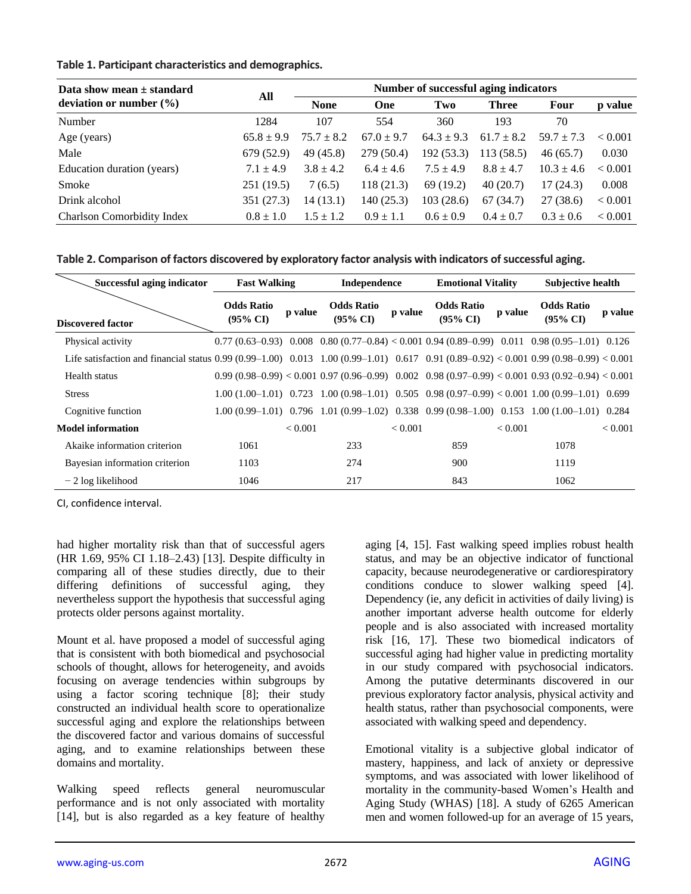**Table 1. Participant characteristics and demographics.**

| Data show mean ± standard deviation or number (%) | All | Number of successful aging indicators | | | | | |
|---|---|---|---|---|---|---|---|
| | | None | One | Two | Three | Four | p value |
| Number | 1284 | 107 | 554 | 360 | 193 | 70 | |
| Age (years) | 65.8 ± 9.9 | 75.7 ± 8.2 | 67.0 ± 9.7 | 64.3 ± 9.3 | 61.7 ± 8.2 | 59.7 ± 7.3 | < 0.001 |
| Male | 679 (52.9) | 49 (45.8) | 279 (50.4) | 192 (53.3) | 113 (58.5) | 46 (65.7) | 0.030 |
| Education duration (years) | 7.1 ± 4.9 | 3.8 ± 4.2 | 6.4 ± 4.6 | 7.5 ± 4.9 | 8.8 ± 4.7 | 10.3 ± 4.6 | < 0.001 |
| Smoke | 251 (19.5) | 7 (6.5) | 118 (21.3) | 69 (19.2) | 40 (20.7) | 17 (24.3) | 0.008 |
| Drink alcohol | 351 (27.3) | 14 (13.1) | 140 (25.3) | 103 (28.6) | 67 (34.7) | 27 (38.6) | < 0.001 |
| Charlson Comorbidity Index | 0.8 ± 1.0 | 1.5 ± 1.2 | 0.9 ± 1.1 | 0.6 ± 0.9 | 0.4 ± 0.7 | 0.3 ± 0.6 | < 0.001 |

**Table 2. Comparison of factors discovered by exploratory factor analysis with indicators of successful aging.**

| Successful aging indicator / Discovered factor | Fast Walking | | Independence | | Emotional Vitality | | Subjective health | |
|---|---|---|---|---|---|---|---|---|
| | Odds Ratio (95% CI) | p value | Odds Ratio (95% CI) | p value | Odds Ratio (95% CI) | p value | Odds Ratio (95% CI) | p value |
| Physical activity | 0.77 (0.63–0.93) | 0.008 | 0.80 (0.77–0.84) | < 0.001 | 0.94 (0.89–0.99) | 0.011 | 0.98 (0.95–1.01) | 0.126 |
| Life satisfaction and financial status | 0.99 (0.99–1.00) | 0.013 | 1.00 (0.99–1.01) | 0.617 | 0.91 (0.89–0.92) | < 0.001 | 0.99 (0.98–0.99) | < 0.001 |
| Health status | 0.99 (0.98–0.99) | < 0.001 | 0.97 (0.96–0.99) | 0.002 | 0.98 (0.97–0.99) | < 0.001 | 0.93 (0.92–0.94) | < 0.001 |
| Stress | 1.00 (1.00–1.01) | 0.723 | 1.00 (0.98–1.01) | 0.505 | 0.98 (0.97–0.99) | < 0.001 | 1.00 (0.99–1.01) | 0.699 |
| Cognitive function | 1.00 (0.99–1.01) | 0.796 | 1.01 (0.99–1.02) | 0.338 | 0.99 (0.98–1.00) | 0.153 | 1.00 (1.00–1.01) | 0.284 |
| **Model information** | | < 0.001 | | < 0.001 | | < 0.001 | | < 0.001 |
| Akaike information criterion | 1061 | | 233 | | 859 | | 1078 | |
| Bayesian information criterion | 1103 | | 274 | | 900 | | 1119 | |
| − 2 log likelihood | 1046 | | 217 | | 843 | | 1062 | |

CI, confidence interval.

had higher mortality risk than that of successful agers (HR 1.69, 95% CI 1.18–2.43) [13]. Despite difficulty in comparing all of these studies directly, due to their differing definitions of successful aging, they nevertheless support the hypothesis that successful aging protects older persons against mortality.

Mount et al. have proposed a model of successful aging that is consistent with both biomedical and psychosocial schools of thought, allows for heterogeneity, and avoids focusing on average tendencies within subgroups by using a factor scoring technique [8]; their study constructed an individual health score to operationalize successful aging and explore the relationships between the discovered factor and various domains of successful aging, and to examine relationships between these domains and mortality.

Walking speed reflects general neuromuscular performance and is not only associated with mortality [14], but is also regarded as a key feature of healthy aging [4, 15]. Fast walking speed implies robust health status, and may be an objective indicator of functional capacity, because neurodegenerative or cardiorespiratory conditions conduce to slower walking speed [4]. Dependency (ie, any deficit in activities of daily living) is another important adverse health outcome for elderly people and is also associated with increased mortality risk [16, 17]. These two biomedical indicators of successful aging had higher value in predicting mortality in our study compared with psychosocial indicators. Among the putative determinants discovered in our previous exploratory factor analysis, physical activity and health status, rather than psychosocial components, were associated with walking speed and dependency.

Emotional vitality is a subjective global indicator of mastery, happiness, and lack of anxiety or depressive symptoms, and was associated with lower likelihood of mortality in the community-based Women's Health and Aging Study (WHAS) [18]. A study of 6265 American men and women followed-up for an average of 15 years,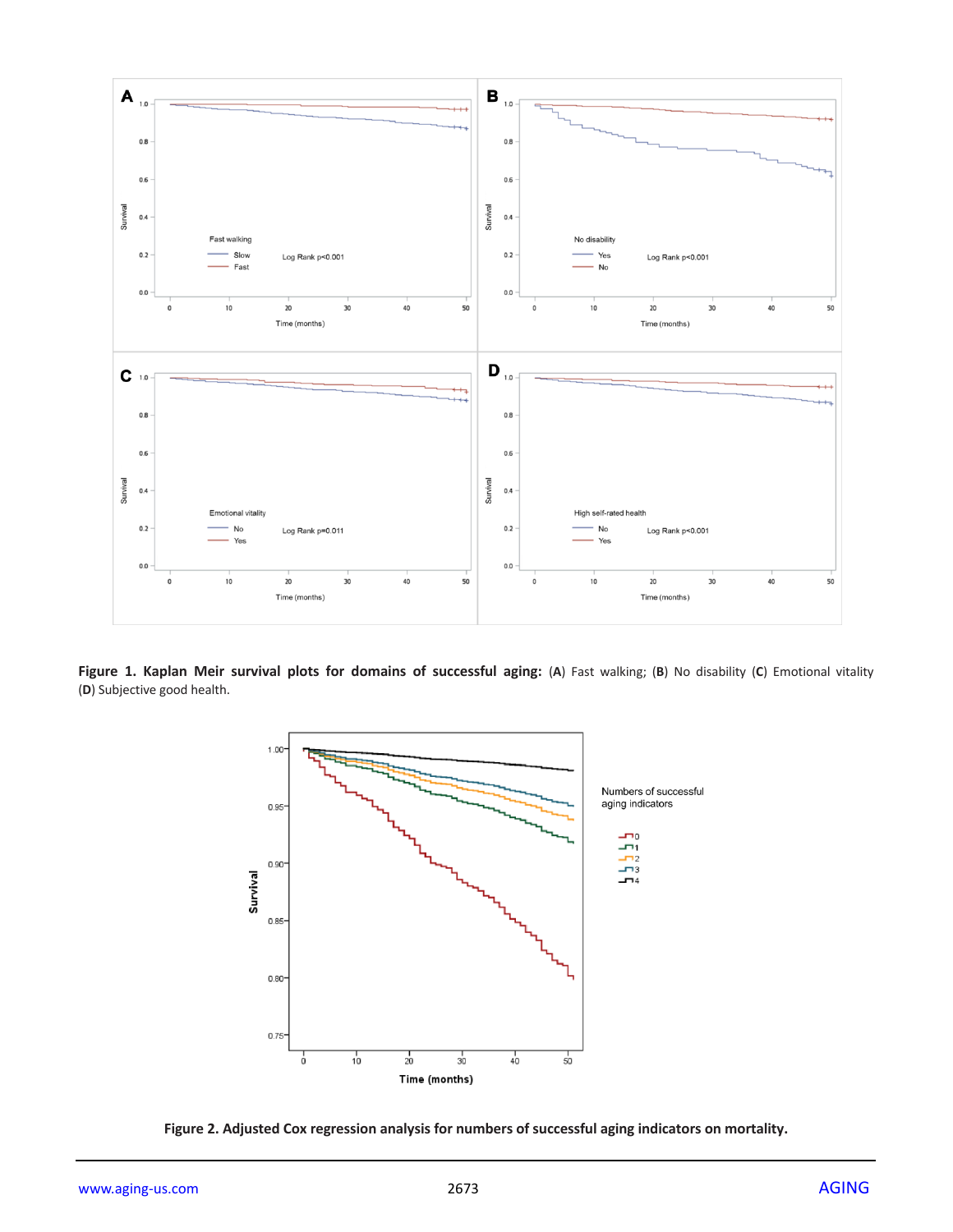**Figure 1. Kaplan Meir survival plots for domains of successful aging:** (**A**) Fast walking; (**B**) No disability (**C**) Emotional vitality (**D**) Subjective good health.

**Figure 2. Adjusted Cox regression analysis for numbers of successful aging indicators on mortality.**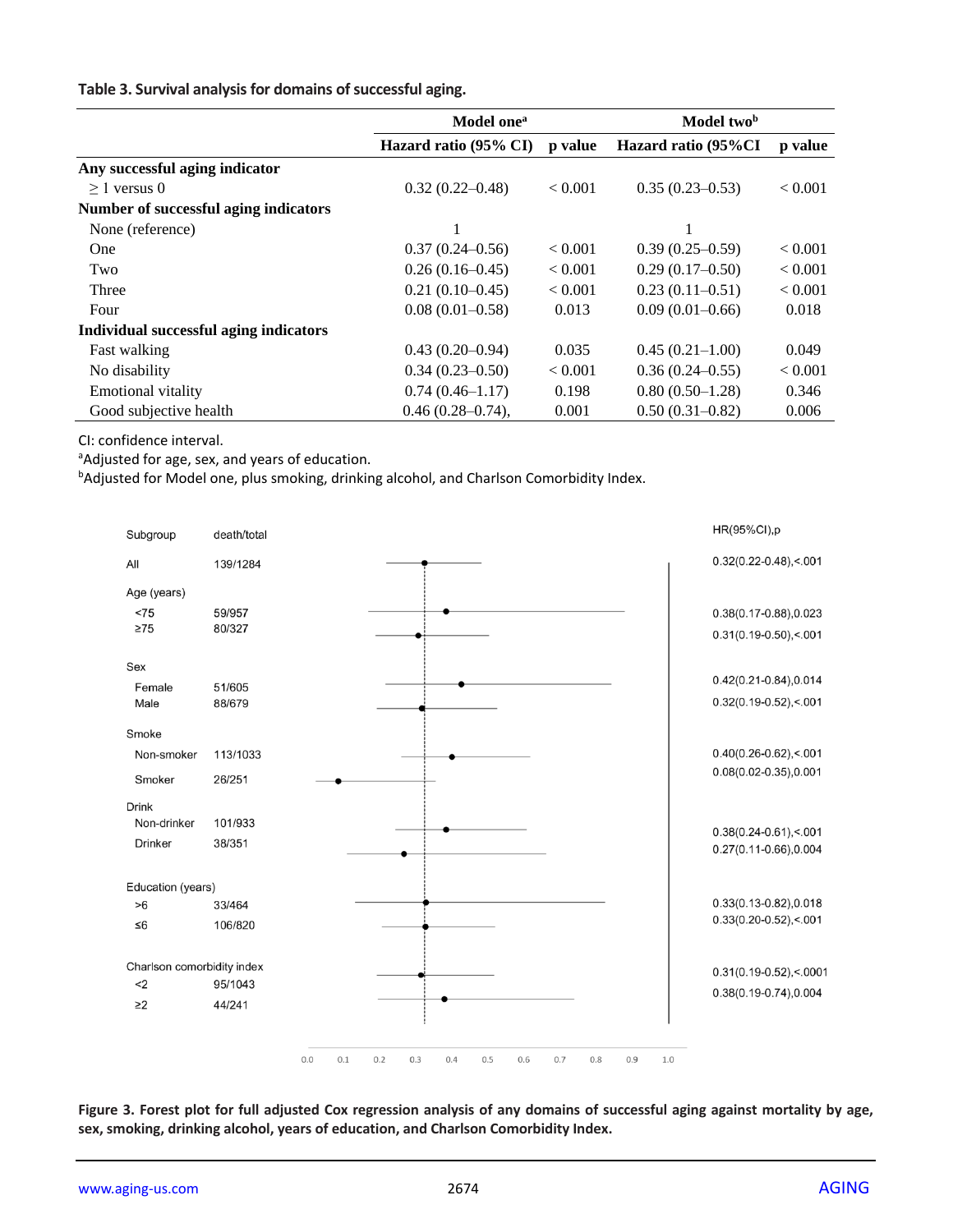**Table 3. Survival analysis for domains of successful aging.**

| | Model one[a] | | Model two[b] | |
|---|---|---|---|---|
| | Hazard ratio (95% CI) | p value | Hazard ratio (95%CI | p value |
| **Any successful aging indicator** | | | | |
| ≥ 1 versus 0 | 0.32 (0.22–0.48) | < 0.001 | 0.35 (0.23–0.53) | < 0.001 |
| **Number of successful aging indicators** | | | | |
| None (reference) | 1 | | 1 | |
| One | 0.37 (0.24–0.56) | < 0.001 | 0.39 (0.25–0.59) | < 0.001 |
| Two | 0.26 (0.16–0.45) | < 0.001 | 0.29 (0.17–0.50) | < 0.001 |
| Three | 0.21 (0.10–0.45) | < 0.001 | 0.23 (0.11–0.51) | < 0.001 |
| Four | 0.08 (0.01–0.58) | 0.013 | 0.09 (0.01–0.66) | 0.018 |
| **Individual successful aging indicators** | | | | |
| Fast walking | 0.43 (0.20–0.94) | 0.035 | 0.45 (0.21–1.00) | 0.049 |
| No disability | 0.34 (0.23–0.50) | < 0.001 | 0.36 (0.24–0.55) | < 0.001 |
| Emotional vitality | 0.74 (0.46–1.17) | 0.198 | 0.80 (0.50–1.28) | 0.346 |
| Good subjective health | 0.46 (0.28–0.74), | 0.001 | 0.50 (0.31–0.82) | 0.006 |

CI: confidence interval.

[a]Adjusted for age, sex, and years of education.

[b]Adjusted for Model one, plus smoking, drinking alcohol, and Charlson Comorbidity Index.

| Subgroup | death/total | HR(95%CI),p |
|---|---|---|
| All | 139/1284 | 0.32(0.22-0.48),<.001 |
| Age (years) | | |
| <75 | 59/957 | 0.38(0.17-0.88),0.023 |
| ≥75 | 80/327 | 0.31(0.19-0.50),<.001 |
| Sex | | |
| Female | 51/605 | 0.42(0.21-0.84),0.014 |
| Male | 88/679 | 0.32(0.19-0.52),<.001 |
| Smoke | | |
| Non-smoker | 113/1033 | 0.40(0.26-0.62),<.001 |
| Smoker | 26/251 | 0.08(0.02-0.35),0.001 |
| Drink | | |
| Non-drinker | 101/933 | 0.38(0.24-0.61),<.001 |
| Drinker | 38/351 | 0.27(0.11-0.66),0.004 |
| Education (years) | | |
| >6 | 33/464 | 0.33(0.13-0.82),0.018 |
| ≤6 | 106/820 | 0.33(0.20-0.52),<.001 |
| Charlson comorbidity index | | |
| <2 | 95/1043 | 0.31(0.19-0.52),<.0001 |
| ≥2 | 44/241 | 0.38(0.19-0.74),0.004 |

**Figure 3. Forest plot for full adjusted Cox regression analysis of any domains of successful aging against mortality by age, sex, smoking, drinking alcohol, years of education, and Charlson Comorbidity Index.**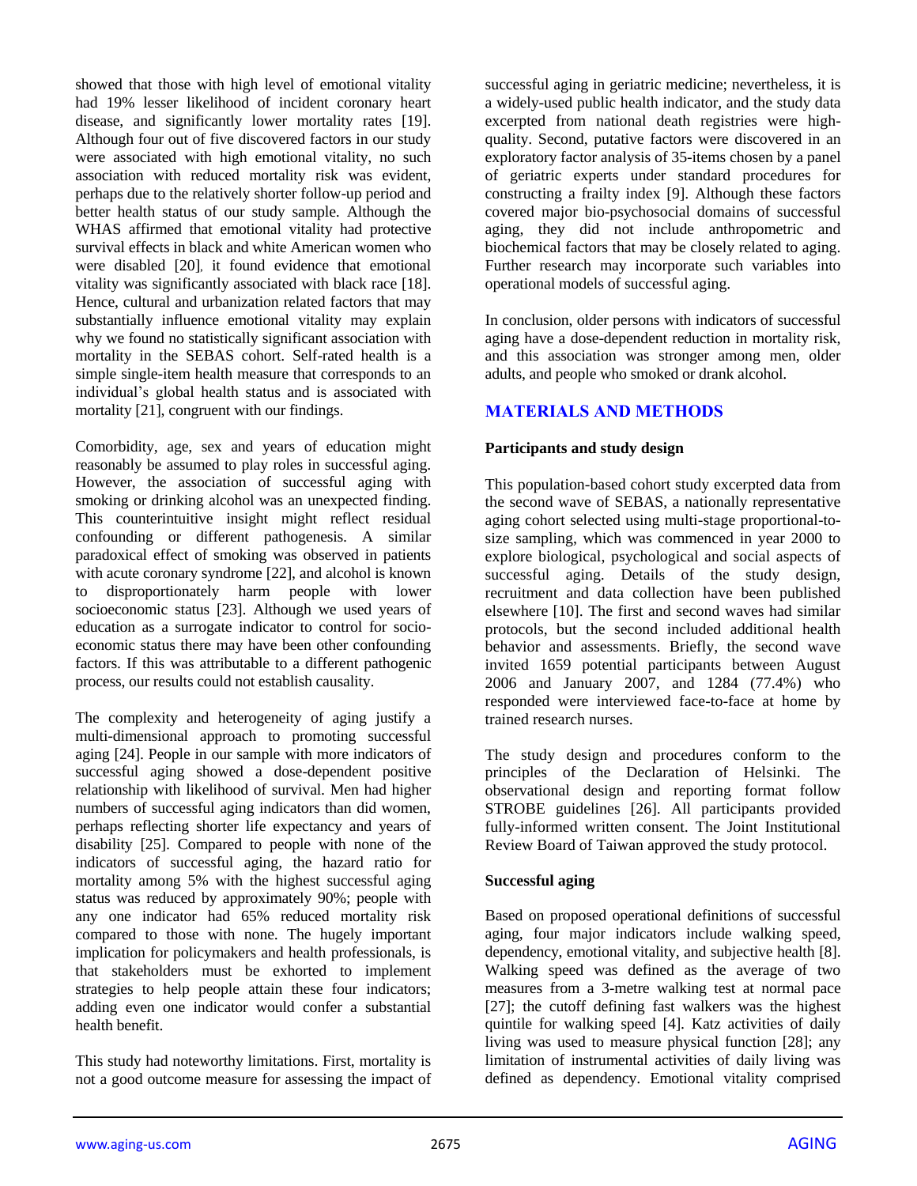showed that those with high level of emotional vitality had 19% lesser likelihood of incident coronary heart disease, and significantly lower mortality rates [19]. Although four out of five discovered factors in our study were associated with high emotional vitality, no such association with reduced mortality risk was evident, perhaps due to the relatively shorter follow-up period and better health status of our study sample. Although the WHAS affirmed that emotional vitality had protective survival effects in black and white American women who were disabled [20], it found evidence that emotional vitality was significantly associated with black race [18]. Hence, cultural and urbanization related factors that may substantially influence emotional vitality may explain why we found no statistically significant association with mortality in the SEBAS cohort. Self-rated health is a simple single-item health measure that corresponds to an individual's global health status and is associated with mortality [21], congruent with our findings.

Comorbidity, age, sex and years of education might reasonably be assumed to play roles in successful aging. However, the association of successful aging with smoking or drinking alcohol was an unexpected finding. This counterintuitive insight might reflect residual confounding or different pathogenesis. A similar paradoxical effect of smoking was observed in patients with acute coronary syndrome [22], and alcohol is known to disproportionately harm people with lower socioeconomic status [23]. Although we used years of education as a surrogate indicator to control for socio-economic status there may have been other confounding factors. If this was attributable to a different pathogenic process, our results could not establish causality.

The complexity and heterogeneity of aging justify a multi-dimensional approach to promoting successful aging [24]. People in our sample with more indicators of successful aging showed a dose-dependent positive relationship with likelihood of survival. Men had higher numbers of successful aging indicators than did women, perhaps reflecting shorter life expectancy and years of disability [25]. Compared to people with none of the indicators of successful aging, the hazard ratio for mortality among 5% with the highest successful aging status was reduced by approximately 90%; people with any one indicator had 65% reduced mortality risk compared to those with none. The hugely important implication for policymakers and health professionals, is that stakeholders must be exhorted to implement strategies to help people attain these four indicators; adding even one indicator would confer a substantial health benefit.

This study had noteworthy limitations. First, mortality is not a good outcome measure for assessing the impact of successful aging in geriatric medicine; nevertheless, it is a widely-used public health indicator, and the study data excerpted from national death registries were high-quality. Second, putative factors were discovered in an exploratory factor analysis of 35-items chosen by a panel of geriatric experts under standard procedures for constructing a frailty index [9]. Although these factors covered major bio-psychosocial domains of successful aging, they did not include anthropometric and biochemical factors that may be closely related to aging. Further research may incorporate such variables into operational models of successful aging.

In conclusion, older persons with indicators of successful aging have a dose-dependent reduction in mortality risk, and this association was stronger among men, older adults, and people who smoked or drank alcohol.

## MATERIALS AND METHODS

### Participants and study design

This population-based cohort study excerpted data from the second wave of SEBAS, a nationally representative aging cohort selected using multi-stage proportional-to-size sampling, which was commenced in year 2000 to explore biological, psychological and social aspects of successful aging. Details of the study design, recruitment and data collection have been published elsewhere [10]. The first and second waves had similar protocols, but the second included additional health behavior and assessments. Briefly, the second wave invited 1659 potential participants between August 2006 and January 2007, and 1284 (77.4%) who responded were interviewed face-to-face at home by trained research nurses.

The study design and procedures conform to the principles of the Declaration of Helsinki. The observational design and reporting format follow STROBE guidelines [26]. All participants provided fully-informed written consent. The Joint Institutional Review Board of Taiwan approved the study protocol.

### Successful aging

Based on proposed operational definitions of successful aging, four major indicators include walking speed, dependency, emotional vitality, and subjective health [8]. Walking speed was defined as the average of two measures from a 3-metre walking test at normal pace [27]; the cutoff defining fast walkers was the highest quintile for walking speed [4]. Katz activities of daily living was used to measure physical function [28]; any limitation of instrumental activities of daily living was defined as dependency. Emotional vitality comprised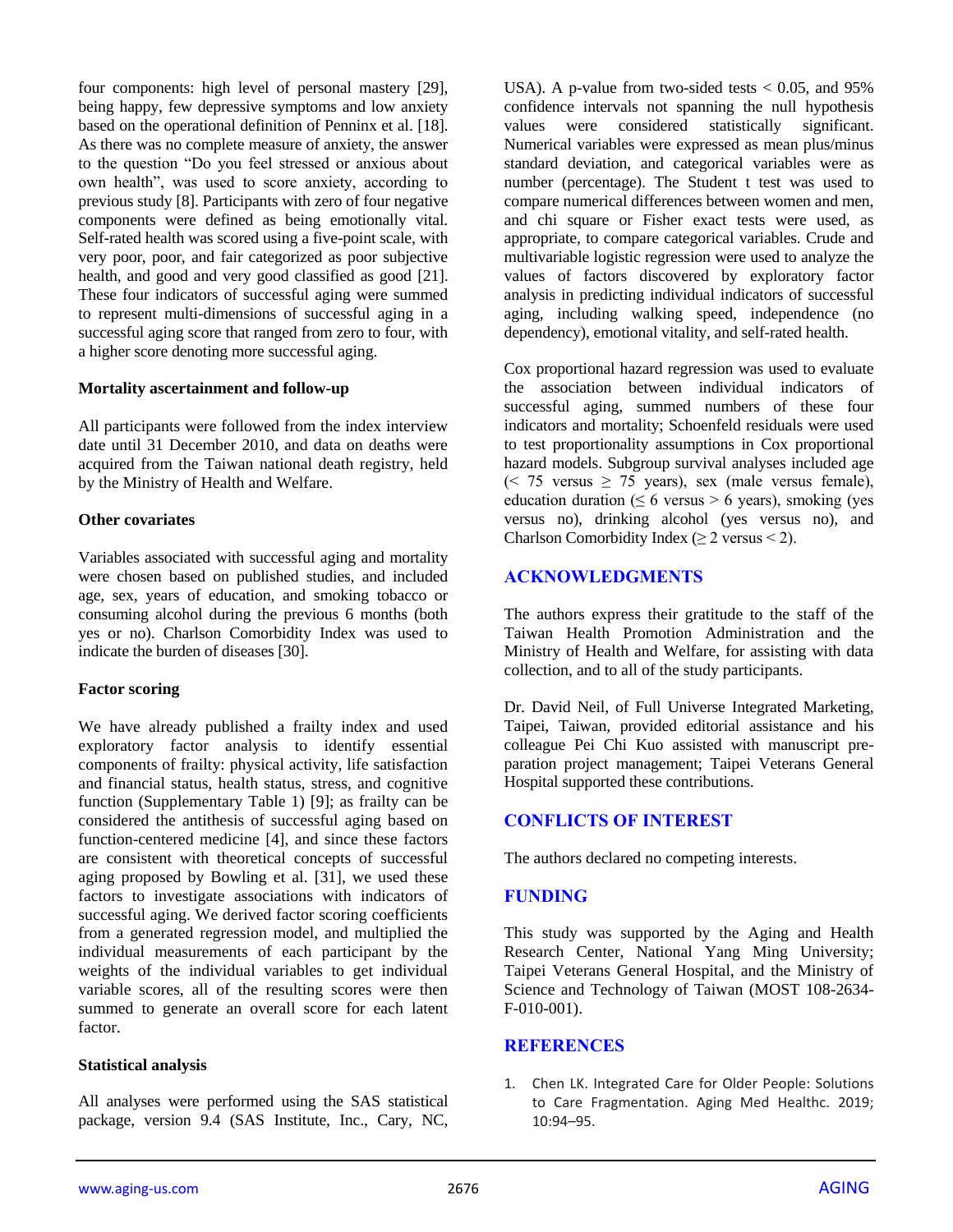four components: high level of personal mastery [29], being happy, few depressive symptoms and low anxiety based on the operational definition of Penninx et al. [18]. As there was no complete measure of anxiety, the answer to the question "Do you feel stressed or anxious about own health", was used to score anxiety, according to previous study [8]. Participants with zero of four negative components were defined as being emotionally vital. Self-rated health was scored using a five-point scale, with very poor, poor, and fair categorized as poor subjective health, and good and very good classified as good [21]. These four indicators of successful aging were summed to represent multi-dimensions of successful aging in a successful aging score that ranged from zero to four, with a higher score denoting more successful aging.

### Mortality ascertainment and follow-up

All participants were followed from the index interview date until 31 December 2010, and data on deaths were acquired from the Taiwan national death registry, held by the Ministry of Health and Welfare.

### Other covariates

Variables associated with successful aging and mortality were chosen based on published studies, and included age, sex, years of education, and smoking tobacco or consuming alcohol during the previous 6 months (both yes or no). Charlson Comorbidity Index was used to indicate the burden of diseases [30].

### Factor scoring

We have already published a frailty index and used exploratory factor analysis to identify essential components of frailty: physical activity, life satisfaction and financial status, health status, stress, and cognitive function (Supplementary Table 1) [9]; as frailty can be considered the antithesis of successful aging based on function-centered medicine [4], and since these factors are consistent with theoretical concepts of successful aging proposed by Bowling et al. [31], we used these factors to investigate associations with indicators of successful aging. We derived factor scoring coefficients from a generated regression model, and multiplied the individual measurements of each participant by the weights of the individual variables to get individual variable scores, all of the resulting scores were then summed to generate an overall score for each latent factor.

### Statistical analysis

All analyses were performed using the SAS statistical package, version 9.4 (SAS Institute, Inc., Cary, NC, USA). A p-value from two-sided tests $< 0.05$, and 95% confidence intervals not spanning the null hypothesis values were considered statistically significant. Numerical variables were expressed as mean plus/minus standard deviation, and categorical variables were as number (percentage). The Student t test was used to compare numerical differences between women and men, and chi square or Fisher exact tests were used, as appropriate, to compare categorical variables. Crude and multivariable logistic regression were used to analyze the values of factors discovered by exploratory factor analysis in predicting individual indicators of successful aging, including walking speed, independence (no dependency), emotional vitality, and self-rated health.

Cox proportional hazard regression was used to evaluate the association between individual indicators of successful aging, summed numbers of these four indicators and mortality; Schoenfeld residuals were used to test proportionality assumptions in Cox proportional hazard models. Subgroup survival analyses included age ($< 75$ versus $\geq 75$ years), sex (male versus female), education duration ($\leq 6$ versus $> 6$ years), smoking (yes versus no), drinking alcohol (yes versus no), and Charlson Comorbidity Index ($\geq 2$ versus $< 2$).

## ACKNOWLEDGMENTS

The authors express their gratitude to the staff of the Taiwan Health Promotion Administration and the Ministry of Health and Welfare, for assisting with data collection, and to all of the study participants.

Dr. David Neil, of Full Universe Integrated Marketing, Taipei, Taiwan, provided editorial assistance and his colleague Pei Chi Kuo assisted with manuscript pre-paration project management; Taipei Veterans General Hospital supported these contributions.

## CONFLICTS OF INTEREST

The authors declared no competing interests.

## FUNDING

This study was supported by the Aging and Health Research Center, National Yang Ming University; Taipei Veterans General Hospital, and the Ministry of Science and Technology of Taiwan (MOST 108-2634-F-010-001).

## REFERENCES

1. Chen LK. Integrated Care for Older People: Solutions to Care Fragmentation. Aging Med Healthc. 2019; 10:94–95.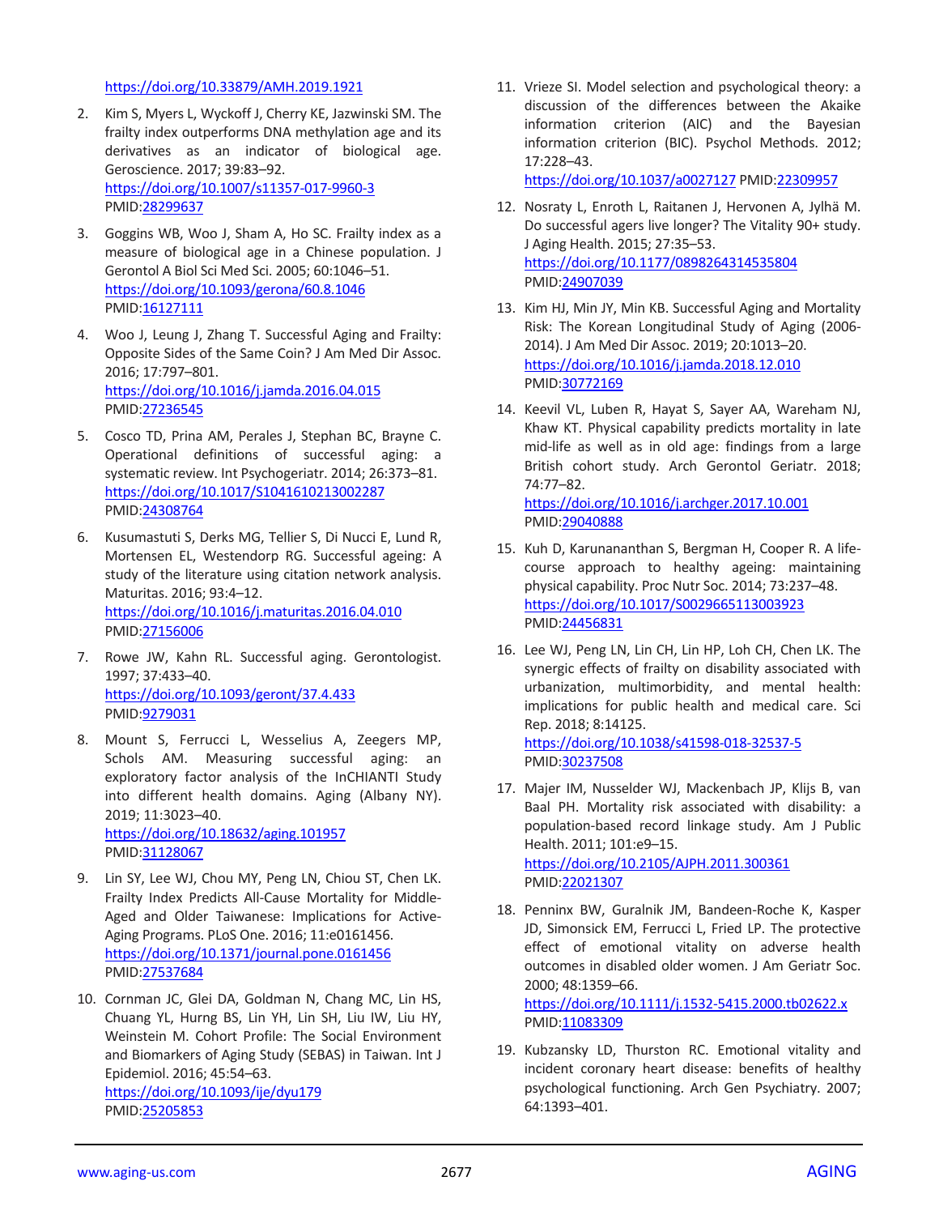https://doi.org/10.33879/AMH.2019.1921

2. Kim S, Myers L, Wyckoff J, Cherry KE, Jazwinski SM. The frailty index outperforms DNA methylation age and its derivatives as an indicator of biological age. Geroscience. 2017; 39:83–92. https://doi.org/10.1007/s11357-017-9960-3 PMID:28299637

3. Goggins WB, Woo J, Sham A, Ho SC. Frailty index as a measure of biological age in a Chinese population. J Gerontol A Biol Sci Med Sci. 2005; 60:1046–51. https://doi.org/10.1093/gerona/60.8.1046 PMID:16127111

4. Woo J, Leung J, Zhang T. Successful Aging and Frailty: Opposite Sides of the Same Coin? J Am Med Dir Assoc. 2016; 17:797–801. https://doi.org/10.1016/j.jamda.2016.04.015 PMID:27236545

5. Cosco TD, Prina AM, Perales J, Stephan BC, Brayne C. Operational definitions of successful aging: a systematic review. Int Psychogeriatr. 2014; 26:373–81. https://doi.org/10.1017/S1041610213002287 PMID:24308764

6. Kusumastuti S, Derks MG, Tellier S, Di Nucci E, Lund R, Mortensen EL, Westendorp RG. Successful ageing: A study of the literature using citation network analysis. Maturitas. 2016; 93:4–12. https://doi.org/10.1016/j.maturitas.2016.04.010 PMID:27156006

7. Rowe JW, Kahn RL. Successful aging. Gerontologist. 1997; 37:433–40. https://doi.org/10.1093/geront/37.4.433 PMID:9279031

8. Mount S, Ferrucci L, Wesselius A, Zeegers MP, Schols AM. Measuring successful aging: an exploratory factor analysis of the InCHIANTI Study into different health domains. Aging (Albany NY). 2019; 11:3023–40. https://doi.org/10.18632/aging.101957 PMID:31128067

9. Lin SY, Lee WJ, Chou MY, Peng LN, Chiou ST, Chen LK. Frailty Index Predicts All-Cause Mortality for Middle-Aged and Older Taiwanese: Implications for Active-Aging Programs. PLoS One. 2016; 11:e0161456. https://doi.org/10.1371/journal.pone.0161456 PMID:27537684

10. Cornman JC, Glei DA, Goldman N, Chang MC, Lin HS, Chuang YL, Hurng BS, Lin YH, Lin SH, Liu IW, Liu HY, Weinstein M. Cohort Profile: The Social Environment and Biomarkers of Aging Study (SEBAS) in Taiwan. Int J Epidemiol. 2016; 45:54–63. https://doi.org/10.1093/ije/dyu179 PMID:25205853

11. Vrieze SI. Model selection and psychological theory: a discussion of the differences between the Akaike information criterion (AIC) and the Bayesian information criterion (BIC). Psychol Methods. 2012; 17:228–43. https://doi.org/10.1037/a0027127 PMID:22309957

12. Nosraty L, Enroth L, Raitanen J, Hervonen A, Jylhä M. Do successful agers live longer? The Vitality 90+ study. J Aging Health. 2015; 27:35–53. https://doi.org/10.1177/0898264314535804 PMID:24907039

13. Kim HJ, Min JY, Min KB. Successful Aging and Mortality Risk: The Korean Longitudinal Study of Aging (2006-2014). J Am Med Dir Assoc. 2019; 20:1013–20. https://doi.org/10.1016/j.jamda.2018.12.010 PMID:30772169

14. Keevil VL, Luben R, Hayat S, Sayer AA, Wareham NJ, Khaw KT. Physical capability predicts mortality in late mid-life as well as in old age: findings from a large British cohort study. Arch Gerontol Geriatr. 2018; 74:77–82. https://doi.org/10.1016/j.archger.2017.10.001 PMID:29040888

15. Kuh D, Karunananthan S, Bergman H, Cooper R. A life-course approach to healthy ageing: maintaining physical capability. Proc Nutr Soc. 2014; 73:237–48. https://doi.org/10.1017/S0029665113003923 PMID:24456831

16. Lee WJ, Peng LN, Lin CH, Lin HP, Loh CH, Chen LK. The synergic effects of frailty on disability associated with urbanization, multimorbidity, and mental health: implications for public health and medical care. Sci Rep. 2018; 8:14125. https://doi.org/10.1038/s41598-018-32537-5 PMID:30237508

17. Majer IM, Nusselder WJ, Mackenbach JP, Klijs B, van Baal PH. Mortality risk associated with disability: a population-based record linkage study. Am J Public Health. 2011; 101:e9–15. https://doi.org/10.2105/AJPH.2011.300361 PMID:22021307

18. Penninx BW, Guralnik JM, Bandeen-Roche K, Kasper JD, Simonsick EM, Ferrucci L, Fried LP. The protective effect of emotional vitality on adverse health outcomes in disabled older women. J Am Geriatr Soc. 2000; 48:1359–66. https://doi.org/10.1111/j.1532-5415.2000.tb02622.x PMID:11083309

19. Kubzansky LD, Thurston RC. Emotional vitality and incident coronary heart disease: benefits of healthy psychological functioning. Arch Gen Psychiatry. 2007; 64:1393–401.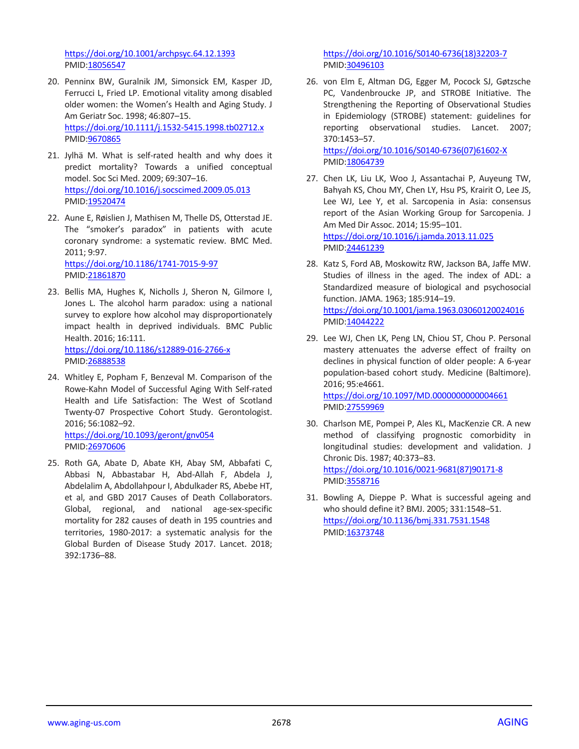https://doi.org/10.1001/archpsyc.64.12.1393
PMID:18056547

20. Penninx BW, Guralnik JM, Simonsick EM, Kasper JD, Ferrucci L, Fried LP. Emotional vitality among disabled older women: the Women's Health and Aging Study. J Am Geriatr Soc. 1998; 46:807–15.
https://doi.org/10.1111/j.1532-5415.1998.tb02712.x
PMID:9670865

21. Jylhä M. What is self-rated health and why does it predict mortality? Towards a unified conceptual model. Soc Sci Med. 2009; 69:307–16.
https://doi.org/10.1016/j.socscimed.2009.05.013
PMID:19520474

22. Aune E, Røislien J, Mathisen M, Thelle DS, Otterstad JE. The "smoker's paradox" in patients with acute coronary syndrome: a systematic review. BMC Med. 2011; 9:97.
https://doi.org/10.1186/1741-7015-9-97
PMID:21861870

23. Bellis MA, Hughes K, Nicholls J, Sheron N, Gilmore I, Jones L. The alcohol harm paradox: using a national survey to explore how alcohol may disproportionately impact health in deprived individuals. BMC Public Health. 2016; 16:111.
https://doi.org/10.1186/s12889-016-2766-x
PMID:26888538

24. Whitley E, Popham F, Benzeval M. Comparison of the Rowe-Kahn Model of Successful Aging With Self-rated Health and Life Satisfaction: The West of Scotland Twenty-07 Prospective Cohort Study. Gerontologist. 2016; 56:1082–92.
https://doi.org/10.1093/geront/gnv054
PMID:26970606

25. Roth GA, Abate D, Abate KH, Abay SM, Abbafati C, Abbasi N, Abbastabar H, Abd-Allah F, Abdela J, Abdelalim A, Abdollahpour I, Abdulkader RS, Abebe HT, et al, and GBD 2017 Causes of Death Collaborators. Global, regional, and national age-sex-specific mortality for 282 causes of death in 195 countries and territories, 1980-2017: a systematic analysis for the Global Burden of Disease Study 2017. Lancet. 2018; 392:1736–88.
https://doi.org/10.1016/S0140-6736(18)32203-7
PMID:30496103

26. von Elm E, Altman DG, Egger M, Pocock SJ, Gøtzsche PC, Vandenbroucke JP, and STROBE Initiative. The Strengthening the Reporting of Observational Studies in Epidemiology (STROBE) statement: guidelines for reporting observational studies. Lancet. 2007; 370:1453–57.
https://doi.org/10.1016/S0140-6736(07)61602-X
PMID:18064739

27. Chen LK, Liu LK, Woo J, Assantachai P, Auyeung TW, Bahyah KS, Chou MY, Chen LY, Hsu PS, Krairit O, Lee JS, Lee WJ, Lee Y, et al. Sarcopenia in Asia: consensus report of the Asian Working Group for Sarcopenia. J Am Med Dir Assoc. 2014; 15:95–101.
https://doi.org/10.1016/j.jamda.2013.11.025
PMID:24461239

28. Katz S, Ford AB, Moskowitz RW, Jackson BA, Jaffe MW. Studies of illness in the aged. The index of ADL: a Standardized measure of biological and psychosocial function. JAMA. 1963; 185:914–19.
https://doi.org/10.1001/jama.1963.03060120024016
PMID:14044222

29. Lee WJ, Chen LK, Peng LN, Chiou ST, Chou P. Personal mastery attenuates the adverse effect of frailty on declines in physical function of older people: A 6-year population-based cohort study. Medicine (Baltimore). 2016; 95:e4661.
https://doi.org/10.1097/MD.0000000000004661
PMID:27559969

30. Charlson ME, Pompei P, Ales KL, MacKenzie CR. A new method of classifying prognostic comorbidity in longitudinal studies: development and validation. J Chronic Dis. 1987; 40:373–83.
https://doi.org/10.1016/0021-9681(87)90171-8
PMID:3558716

31. Bowling A, Dieppe P. What is successful ageing and who should define it? BMJ. 2005; 331:1548–51.
https://doi.org/10.1136/bmj.331.7531.1548
PMID:16373748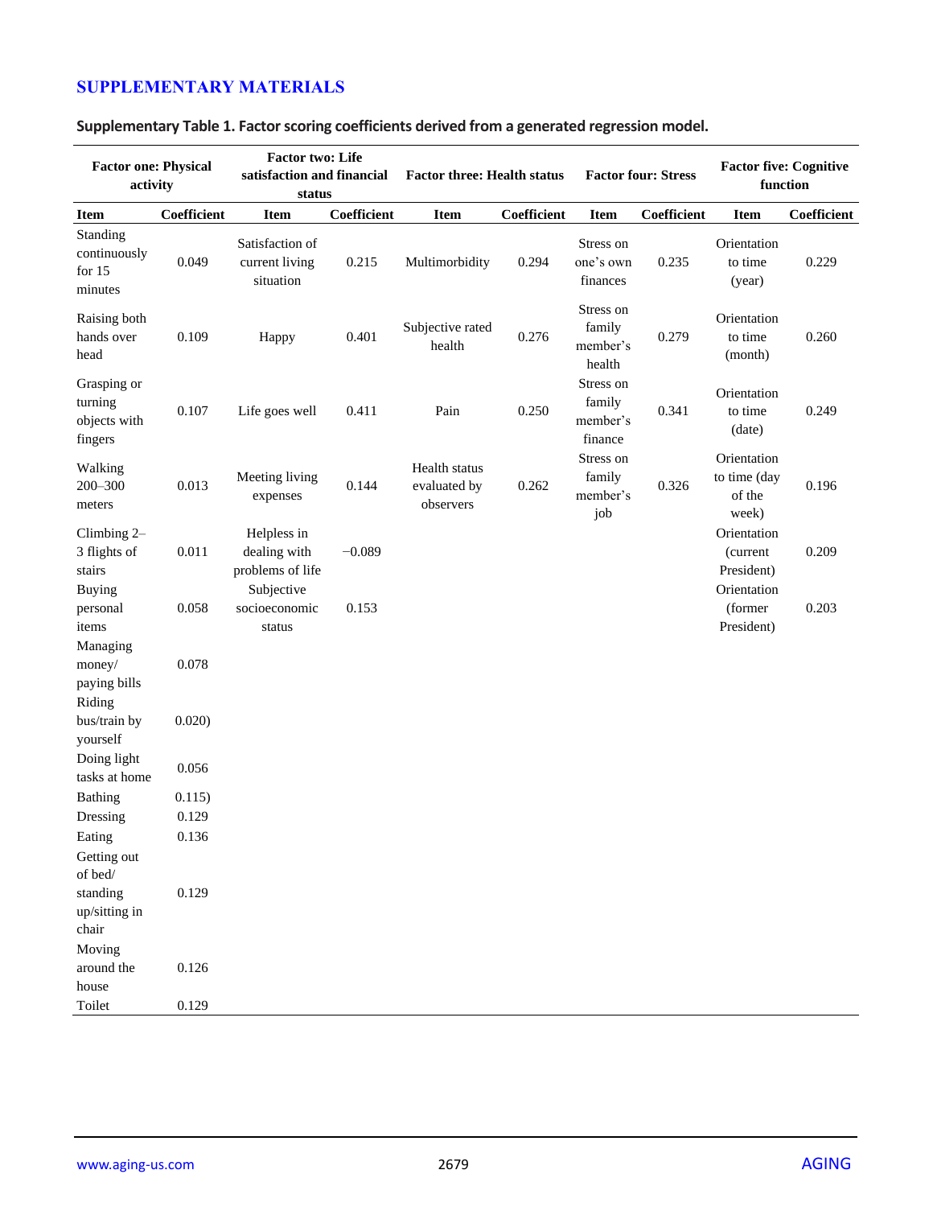## SUPPLEMENTARY MATERIALS

**Supplementary Table 1. Factor scoring coefficients derived from a generated regression model.**

| Factor one: Physical activity | | Factor two: Life satisfaction and financial status | | Factor three: Health status | | Factor four: Stress | | Factor five: Cognitive function | |
|---|---|---|---|---|---|---|---|---|---|
| **Item** | **Coefficient** | **Item** | **Coefficient** | **Item** | **Coefficient** | **Item** | **Coefficient** | **Item** | **Coefficient** |
| Standing continuously for 15 minutes | 0.049 | Satisfaction of current living situation | 0.215 | Multimorbidity | 0.294 | Stress on one's own finances | 0.235 | Orientation to time (year) | 0.229 |
| Raising both hands over head | 0.109 | Happy | 0.401 | Subjective rated health | 0.276 | Stress on family member's health | 0.279 | Orientation to time (month) | 0.260 |
| Grasping or turning objects with fingers | 0.107 | Life goes well | 0.411 | Pain | 0.250 | Stress on family member's finance | 0.341 | Orientation to time (date) | 0.249 |
| Walking 200–300 meters | 0.013 | Meeting living expenses | 0.144 | Health status evaluated by observers | 0.262 | Stress on family member's job | 0.326 | Orientation to time (day of the week) | 0.196 |
| Climbing 2–3 flights of stairs | 0.011 | Helpless in dealing with problems of life | −0.089 | | | | | Orientation (current President) | 0.209 |
| Buying personal items | 0.058 | Subjective socioeconomic status | 0.153 | | | | | Orientation (former President) | 0.203 |
| Managing money/ paying bills | 0.078 | | | | | | | | |
| Riding bus/train by yourself | 0.020) | | | | | | | | |
| Doing light tasks at home | 0.056 | | | | | | | | |
| Bathing | 0.115) | | | | | | | | |
| Dressing | 0.129 | | | | | | | | |
| Eating | 0.136 | | | | | | | | |
| Getting out of bed/ standing up/sitting in chair | 0.129 | | | | | | | | |
| Moving around the house | 0.126 | | | | | | | | |
| Toilet | 0.129 | | | | | | | | |